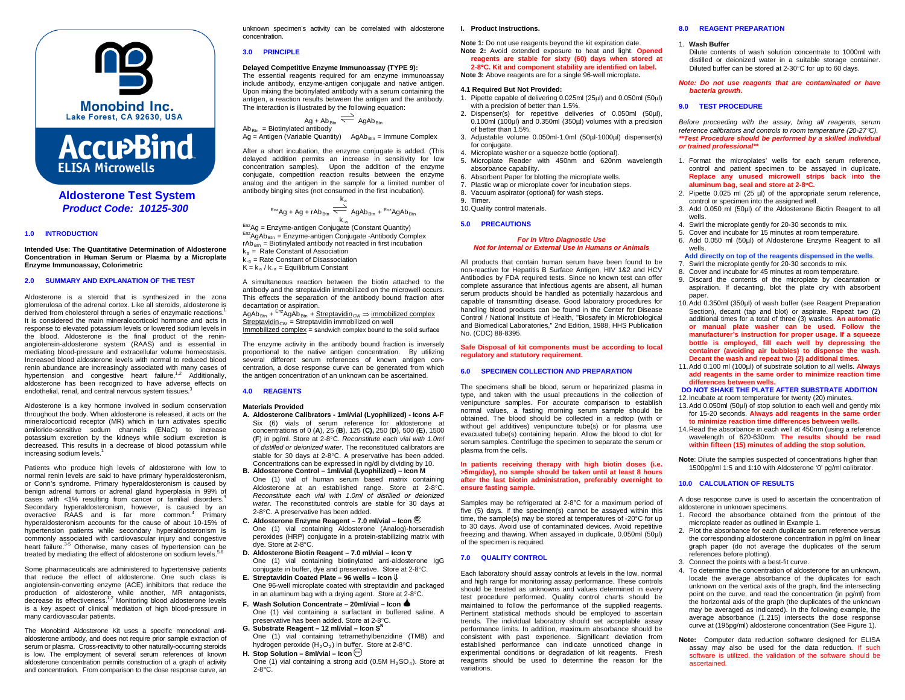Monobind Inc.
Lake Forest, CA 92630, USA

AccuBind
ELISA Microwells

# Aldosterone Test System
***Product Code: 10125-300***

## 1.0 INTRODUCTION

**Intended Use: The Quantitative Determination of Aldosterone Concentration in Human Serum or Plasma by a Microplate Enzyme Immunoassay, Colorimetric**

## 2.0 SUMMARY AND EXPLANATION OF THE TEST

Aldosterone is a steroid that is synthesized in the zona glomerulosa of the adrenal cortex. Like all steroids, aldosterone is derived from cholesterol through a series of enzymatic reactions.[1] It is considered the main mineralocorticoid hormone and acts in response to elevated potassium levels or lowered sodium levels in the blood. Aldosterone is the final product of the renin-angiotensin-aldosterone system (RAAS) and is essential in mediating blood-pressure and extracellular volume homeostasis. Increased blood aldosterone levels with normal to reduced blood renin abundance are increasingly associated with many cases of hypertension and congestive heart failure.[1,2] Additionally, aldosterone has been recognized to have adverse effects on endothelial, renal, and central nervous system tissues.[3]

Aldosterone is a key hormone involved in sodium conservation throughout the body. When aldosterone is released, it acts on the mineralocorticoid receptor (MR) which in turn activates specific amiloride-sensitive sodium channels (ENaC) to increase potassium excretion by the kidneys while sodium excretion is decreased. This results in a decrease of blood potassium while increasing sodium levels.[1]

Patients who produce high levels of aldosterone with low to normal renin levels are said to have primary hyperaldosteronism, or Conn's syndrome. Primary hyperaldosteronism is caused by benign adrenal tumors or adrenal gland hyperplasia in 99% of cases with <1% resulting from cancer or familial disorders.[4] Secondary hyperaldosteronism, however, is caused by an overactive RAAS and is far more common.[4] Primary hyperaldosteronism accounts for the cause of about 10-15% of hypertension patients while secondary hyperaldosteronism is commonly associated with cardiovascular injury and congestive heart failure.[3-5] Otherwise, many cases of hypertension can be treated by mediating the effect of aldosterone on sodium levels.[5,6]

Some pharmaceuticals are administered to hypertensive patients that reduce the effect of aldosterone. One such class is angiotensin-converting enzyme (ACE) inhibitors that reduce the production of aldosterone while another, MR antagonists, decrease its effectiveness.[1,2] Monitoring blood aldosterone levels is a key aspect of clinical mediation of high blood-pressure in many cardiovascular patients.

The Monobind Aldosterone Kit uses a specific monoclonal anti-aldosterone antibody, and does not require prior sample extraction of serum or plasma. Cross-reactivity to other naturally-occurring steroids is low. The employment of several serum references of known aldosterone concentration permits construction of a graph of activity and concentration. From comparison to the dose response curve, an unknown specimen's activity can be correlated with aldosterone concentration.

## 3.0 PRINCIPLE

**Delayed Competitive Enzyme Immunoassay (TYPE 9):**
The essential reagents required for am enzyme immunoassay include antibody, enzyme-antigen conjugate and native antigen. Upon mixing the biotinylated antibody with a serum containing the antigen, a reaction results between the antigen and the antibody. The interaction is illustrated by the following equation:

$$Ag + Ab_{Btn} \rightleftharpoons AgAb_{Btn}$$

$Ab_{Btn}$ = Biotinylated antibody
$Ag$ = Antigen (Variable Quantity) $AgAb_{Btn}$ = Immune Complex

After a short incubation, the enzyme conjugate is added. (This delayed addition permits an increase in sensitivity for low concentration samples). Upon the addition of the enzyme conjugate, competition reaction results between the enzyme analog and the antigen in the sample for a limited number of antibody binging sites (not consumed in the first incubation).

$$^{Enz}Ag + Ag + rAb_{Btn} \underset{k_{-a}}{\overset{k_a}{\rightleftharpoons}} AgAb_{Btn} + {}^{Enz}AgAb_{Btn}$$

$^{Enz}Ag$ = Enzyme-antigen Conjugate (Constant Quantity)
$^{Enz}AgAb_{Btn}$ = Enzyme-antigen Conjugate -Antibody Complex
$rAb_{Btn}$ = Biotinylated antibody not reacted in first incubation
$k_a$ = Rate Constant of Association
$k_{-a}$ = Rate Constant of Disassociation
$K = k_a / k_{-a}$ = Equilibrium Constant

A simultaneous reaction between the biotin attached to the antibody and the streptavidin immobilized on the microwell occurs. This effects the separation of the antibody bound fraction after decantation or aspiration.

$AgAb_{Btn} + {}^{Enz}AgAb_{Btn} + \underline{Streptavidin_{CW}} \Rightarrow \underline{immobilized\ complex}$
$\underline{Streptavidin_{CW}}$ = Streptavidin immobilized on well
$\underline{Immobilized\ complex}$ = sandwich complex bound to the solid surface

The enzyme activity in the antibody bound fraction is inversely proportional to the native antigen concentration. By utilizing several different serum references of known antigen concentration, a dose response curve can be generated from which the antigen concentration of an unknown can be ascertained.

## 4.0 REAGENTS

**Materials Provided**

**A. Aldosterone Calibrators - 1ml/vial (Lyophilized) - Icons A-F**
Six (6) vials of serum reference for aldosterone at concentrations of 0 (**A**), 25 (**B**), 125 (**C**), 250 (**D**), 500 (**E**), 1500 (**F**) in pg/ml. Store at 2-8°C. *Reconstitute each vial with 1.0ml of distilled or deionized water*. The reconstituted calibrators are stable for 30 days at 2-8°C. A preservative has been added. Concentrations can be expressed in ng/dl by dividing by 10.

**B. Aldosterone Control – 1ml/vial (Lyophilized) – Icon M**
One (1) vial of human serum based matrix containing Aldosterone at an established range. Store at 2-8°C. *Reconstitute each vial with 1.0ml of distilled or deionized water*. The reconstituted controls are stable for 30 days at 2-8°C. A preservative has been added.

**C. Aldosterone Enzyme Reagent – 7.0 ml/vial – Icon E**
One (1) vial containing Aldosterone (Analog)-horseradish peroxides (HRP) conjugate in a protein-stabilizing matrix with dye. Store at 2-8°C.

**D. Aldosterone Biotin Reagent – 7.0 ml/vial – Icon ∇**
One (1) vial containing biotinylated anti-aldosterone IgG conjugate in buffer, dye and preservative. Store at 2-8°C.

**E. Streptavidin Coated Plate – 96 wells – Icon ⇓**
One 96-well microplate coated with streptavidin and packaged in an aluminum bag with a drying agent. Store at 2-8°C.

**F. Wash Solution Concentrate – 20ml/vial – Icon**
One (1) vial containing a surfactant in buffered saline. A preservative has been added. Store at 2-8°C.

**G. Substrate Reagent – 12 ml/vial – Icon $S^N$**
One (1) vial containing tetramethylbenzidine (TMB) and hydrogen peroxide ($H_2O_2$) in buffer. Store at 2-8°C.

**H. Stop Solution – 8ml/vial – Icon**
One (1) vial containing a strong acid (0.5M $H_2SO_4$). Store at 2-8°C.

**I. Product Instructions.**

**Note 1:** Do not use reagents beyond the kit expiration date.
**Note 2:** Avoid extended exposure to heat and light. **Opened reagents are stable for sixty (60) days when stored at 2-8°C. Kit and component stability are identified on label.**
**Note 3:** Above reagents are for a single 96-well microplate**.**

### 4.1 Required But Not Provided:

1. Pipette capable of delivering 0.025ml (25µl) and 0.050ml (50µl) with a precision of better than 1.5%.
2. Dispenser(s) for repetitive deliveries of 0.050ml (50µl), 0.100ml (100µl) and 0.350ml (350µl) volumes with a precision of better than 1.5%.
3. Adjustable volume 0.050ml-1.0ml (50µl-1000µl) dispenser(s) for conjugate.
4. Microplate washer or a squeeze bottle (optional).
5. Microplate Reader with 450nm and 620nm wavelength absorbance capability.
6. Absorbent Paper for blotting the microplate wells.
7. Plastic wrap or microplate cover for incubation steps.
8. Vacuum aspirator (optional) for wash steps.
9. Timer.
10. Quality control materials.

## 5.0 PRECAUTIONS

***For In Vitro Diagnostic Use***
***Not for Internal or External Use in Humans or Animals***

All products that contain human serum have been found to be non-reactive for Hepatitis B Surface Antigen, HIV 1&2 and HCV Antibodies by FDA required tests. Since no known test can offer complete assurance that infectious agents are absent, all human serum products should be handled as potentially hazardous and capable of transmitting disease. Good laboratory procedures for handling blood products can be found in the Center for Disease Control / National Institute of Health, "Biosafety in Microbiological and Biomedical Laboratories," 2nd Edition, 1988, HHS Publication No. (CDC) 88-8395.

**Safe Disposal of kit components must be according to local regulatory and statutory requirement.**

## 6.0 SPECIMEN COLLECTION AND PREPARATION

The specimens shall be blood, serum or heparinized plasma in type, and taken with the usual precautions in the collection of venipuncture samples. For accurate comparison to establish normal values, a fasting morning serum sample should be obtained. The blood should be collected in a redtop (with or without gel additives) venipuncture tube(s) or for plasma use evacuated tube(s) containing heparin. Allow the blood to clot for serum samples. Centrifuge the specimen to separate the serum or plasma from the cells.

**In patients receiving therapy with high biotin doses (i.e. >5mg/day), no sample should be taken until at least 8 hours after the last biotin administration, preferably overnight to ensure fasting sample.**

Samples may be refrigerated at 2-8°C for a maximum period of five (5) days. If the specimen(s) cannot be assayed within this time, the sample(s) may be stored at temperatures of -20°C for up to 30 days. Avoid use of contaminated devices. Avoid repetitive freezing and thawing. When assayed in duplicate, 0.050ml (50µl) of the specimen is required.

## 7.0 QUALITY CONTROL

Each laboratory should assay controls at levels in the low, normal and high range for monitoring assay performance. These controls should be treated as unknowns and values determined in every test procedure performed. Quality control charts should be maintained to follow the performance of the supplied reagents. Pertinent statistical methods should be employed to ascertain trends. The individual laboratory should set acceptable assay performance limits. In addition, maximum absorbance should be consistent with past experience. Significant deviation from established performance can indicate unnoticed change in experimental conditions or degradation of kit reagents. Fresh reagents should be used to determine the reason for the variations.

## 8.0 REAGENT PREPARATION

1. **Wash Buffer**
   Dilute contents of wash solution concentrate to 1000ml with distilled or deionized water in a suitable storage container. Diluted buffer can be stored at 2-30°C for up to 60 days.

***Note: Do not use reagents that are contaminated or have bacteria growth.***

## 9.0 TEST PROCEDURE

*Before proceeding with the assay, bring all reagents, serum reference calibrators and controls to room temperature (20-27°C).*
***\*\*Test Procedure should be performed by a skilled individual or trained professional\*\****

1. Format the microplates' wells for each serum reference, control and patient specimen to be assayed in duplicate. **Replace any unused microwell strips back into the aluminum bag, seal and store at 2-8°C.**
2. Pipette 0.025 ml (25 µl) of the appropriate serum reference, control or specimen into the assigned well.
3. Add 0.050 ml (50µl) of the Aldosterone Biotin Reagent to all wells.
4. Swirl the microplate gently for 20-30 seconds to mix.
5. Cover and incubate for 15 minutes at room temperature.
6. Add 0.050 ml (50µl) of Aldosterone Enzyme Reagent to all wells.
   **Add directly on top of the reagents dispensed in the wells.**
7. Swirl the microplate gently for 20-30 seconds to mix.
8. Cover and incubate for 45 minutes at room temperature.
9. Discard the contents of the microplate by decantation or aspiration. If decanting, blot the plate dry with absorbent paper.
10. Add 0.350ml (350µl) of wash buffer (see Reagent Preparation Section), decant (tap and blot) or aspirate. Repeat two (2) additional times for a total of three (3) washes. **An automatic or manual plate washer can be used. Follow the manufacturer's instruction for proper usage. If a squeeze bottle is employed, fill each well by depressing the container (avoiding air bubbles) to dispense the wash. Decant the wash and repeat two (2) additional times.**
11. Add 0.100 ml (100µl) of substrate solution to all wells. **Always add reagents in the same order to minimize reaction time differences between wells.**
    **DO NOT SHAKE THE PLATE AFTER SUBSTRATE ADDITION**
12. Incubate at room temperature for twenty (20) minutes.
13. Add 0.050ml (50µl) of stop solution to each well and gently mix for 15-20 seconds. **Always add reagents in the same order to minimize reaction time differences between wells.**
14. Read the absorbance in each well at 450nm (using a reference wavelength of 620-630nm. **The results should be read within fifteen (15) minutes of adding the stop solution.**

**Note**: Dilute the samples suspected of concentrations higher than 1500pg/ml 1:5 and 1:10 with Aldosterone '0' pg/ml calibrator.

## 10.0 CALCULATION OF RESULTS

A dose response curve is used to ascertain the concentration of aldosterone in unknown specimens.

1. Record the absorbance obtained from the printout of the microplate reader as outlined in Example 1.
2. Plot the absorbance for each duplicate serum reference versus the corresponding aldosterone concentration in pg/ml on linear graph paper (do not average the duplicates of the serum references before plotting).
3. Connect the points with a best-fit curve.
4. To determine the concentration of aldosterone for an unknown, locate the average absorbance of the duplicates for each unknown on the vertical axis of the graph, find the intersecting point on the curve, and read the concentration (in pg/ml) from the horizontal axis of the graph (the duplicates of the unknown may be averaged as indicated). In the following example, the average absorbance (1.215) intersects the dose response curve at (195pg/ml) aldosterone concentration (See Figure 1).

**Note:** Computer data reduction software designed for ELISA assay may also be used for the data reduction. If such software is utilized, the validation of the software should be ascertained.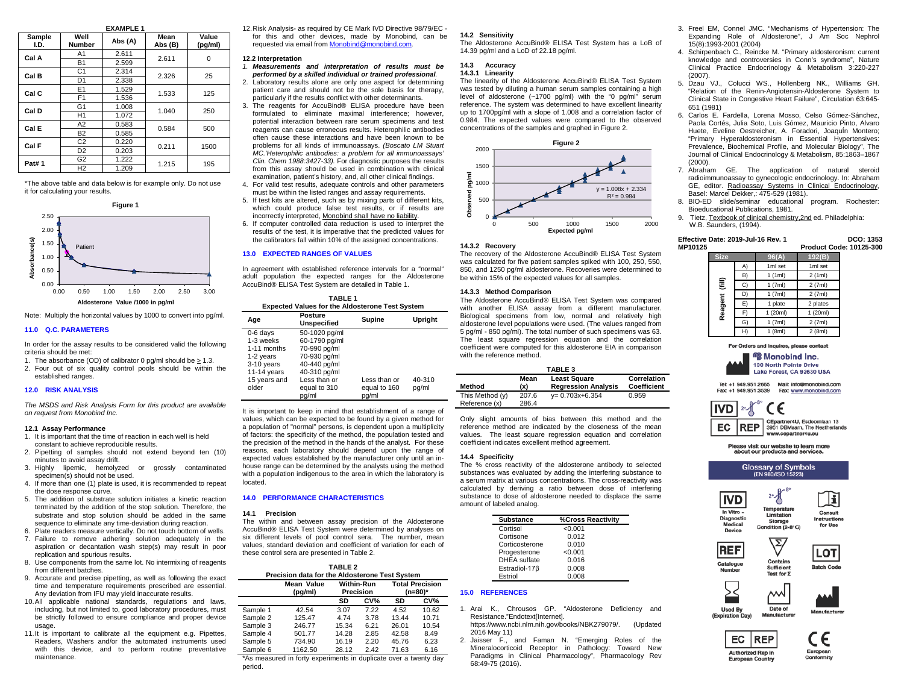**EXAMPLE 1**

| Sample I.D. | Well Number | Abs (A) | Mean Abs (B) | Value (pg/ml) |
|---|---|---|---|---|
| Cal A | A1 | 2.611 | 2.611 | 0 |
| | B1 | 2.599 | | |
| Cal B | C1 | 2.314 | 2.326 | 25 |
| | D1 | 2.338 | | |
| Cal C | E1 | 1.529 | 1.533 | 125 |
| | F1 | 1.536 | | |
| Cal D | G1 | 1.008 | 1.040 | 250 |
| | H1 | 1.072 | | |
| Cal E | A2 | 0.583 | 0.584 | 500 |
| | B2 | 0.585 | | |
| Cal F | C2 | 0.220 | 0.211 | 1500 |
| | D2 | 0.203 | | |
| Pat# 1 | G2 | 1.222 | 1.215 | 195 |
| | H2 | 1.209 | | |

*The above table and data below is for example only. Do not use it for calculating your results.

**Figure 1**

2.50
2.00
1.50
1.00
0.50
0.00
Absorbance(s)
Patient
0.00 0.50 1.00 1.50 2.00 2.50 3.00
Aldosterone Value /1000 in pg/ml

Note: Multiply the horizontal values by 1000 to convert into pg/ml.

## 11.0 Q.C. PARAMETERS

In order for the assay results to be considered valid the following criteria should be met:

1. The absorbance (OD) of calibrator 0 pg/ml should be $\geq$ 1.3.
2. Four out of six quality control pools should be within the established ranges.

## 12.0 RISK ANALYSIS

*The MSDS and Risk Analysis Form for this product are available on request from Monobind Inc.*

### 12.1 Assay Performance

1. It is important that the time of reaction in each well is held constant to achieve reproducible results.
2. Pipetting of samples should not extend beyond ten (10) minutes to avoid assay drift.
3. Highly lipemic, hemolyzed or grossly contaminated specimen(s) should not be used.
4. If more than one (1) plate is used, it is recommended to repeat the dose response curve.
5. The addition of substrate solution initiates a kinetic reaction terminated by the addition of the stop solution. Therefore, the substrate and stop solution should be added in the same sequence to eliminate any time-deviation during reaction.
6. Plate readers measure vertically. Do not touch bottom of wells.
7. Failure to remove adhering solution adequately in the aspiration or decantation wash step(s) may result in poor replication and spurious results.
8. Use components from the same lot. No intermixing of reagents from different batches.
9. Accurate and precise pipetting, as well as following the exact time and temperature requirements prescribed are essential. Any deviation from IFU may yield inaccurate results.
10. All applicable national standards, regulations and laws, including, but not limited to, good laboratory procedures, must be strictly followed to ensure compliance and proper device usage.
11. It is important to calibrate all the equipment e.g. Pipettes, Readers, Washers and/or the automated instruments used with this device, and to perform routine preventative maintenance.
12. Risk Analysis- as required by CE Mark IVD Directive 98/79/EC - for this and other devices, made by Monobind, can be requested via email from Monobind@monobind.com.

### 12.2 Interpretation

1. ***Measurements and interpretation of results must be performed by a skilled individual or trained professional***.
2. Laboratory results alone are only one aspect for determining patient care and should not be the sole basis for therapy, particularly if the results conflict with other determinants.
3. The reagents for AccuBind® ELISA procedure have been formulated to eliminate maximal interference; however, potential interaction between rare serum specimens and test reagents can cause erroneous results. Heterophilic antibodies often cause these interactions and have been known to be problems for all kinds of immunoassays. *(Boscato LM Stuart MC.'Heterophilic antibodies: a problem for all immunoassays' Clin. Chem 1988:3427-33).* For diagnostic purposes the results from this assay should be used in combination with clinical examination, patient's history, and, all other clinical findings.
4. For valid test results, adequate controls and other parameters must be within the listed ranges and assay requirements.
5. If test kits are altered, such as by mixing parts of different kits, which could produce false test results, or if results are incorrectly interpreted, Monobind shall have no liability.
6. If computer controlled data reduction is used to interpret the results of the test, it is imperative that the predicted values for the calibrators fall within 10% of the assigned concentrations.

## 13.0 EXPECTED RANGES OF VALUES

In agreement with established reference intervals for a "normal" adult population the expected ranges for the Aldosterone AccuBind® ELISA Test System are detailed in Table 1.

**TABLE 1**
**Expected Values for the Aldosterone Test System**

| Age | Posture Unspecified | Supine | Upright |
|---|---|---|---|
| 0-6 days | 50-1020 pg/ml | | |
| 1-3 weeks | 60-1790 pg/ml | | |
| 1-11 months | 70-990 pg/ml | | |
| 1-2 years | 70-930 pg/ml | | |
| 3-10 years | 40-440 pg/ml | | |
| 11-14 years | 40-310 pg/ml | | |
| 15 years and older | Less than or equal to 310 pg/ml | Less than or equal to 160 pg/ml | 40-310 pg/ml |

It is important to keep in mind that establishment of a range of values, which can be expected to be found by a given method for a population of "normal" persons, is dependent upon a multiplicity of factors: the specificity of the method, the population tested and the precision of the method in the hands of the analyst. For these reasons, each laboratory should depend upon the range of expected values established by the manufacturer only until an in-house range can be determined by the analysts using the method with a population indigenous to the area in which the laboratory is located.

## 14.0 PERFORMANCE CHARACTERISTICS

### 14.1 Precision

The within and between assay precision of the Aldosterone AccuBind® ELISA Test System were determined by analyses on six different levels of pool control sera. The number, mean values, standard deviation and coefficient of variation for each of these control sera are presented in Table 2.

**TABLE 2**
**Precision data for the Aldosterone Test System**

| | Mean Value (pg/ml) | Within-Run Precision | | Total Precision (n=80)* | |
|---|---|---|---|---|---|
| | | SD | CV% | SD | CV% |
| Sample 1 | 42.54 | 3.07 | 7.22 | 4.52 | 10.62 |
| Sample 2 | 125.47 | 4.74 | 3.78 | 13.44 | 10.71 |
| Sample 3 | 246.77 | 15.34 | 6.21 | 26.01 | 10.54 |
| Sample 4 | 501.77 | 14.28 | 2.85 | 42.58 | 8.49 |
| Sample 5 | 734.90 | 16.19 | 2.20 | 45.76 | 6.23 |
| Sample 6 | 1162.50 | 28.12 | 2.42 | 71.63 | 6.16 |

*As measured in forty experiments in duplicate over a twenty day period.

### 14.2 Sensitivity

The Aldosterone AccuBind® ELISA Test System has a LoB of 14.39 pg/ml and a LoD of 22.18 pg/ml.

### 14.3 Accuracy

#### 14.3.1 Linearity

The linearity of the Aldosterone AccuBind® ELISA Test System was tested by diluting a human serum samples containing a high level of aldosterone (~1700 pg/ml) with the "0 pg/ml" serum reference. The system was determined to have excellent linearity up to 1700pg/ml with a slope of 1.008 and a correlation factor of 0.984. The expected values were compared to the observed concentrations of the samples and graphed in Figure 2.

**Figure 2**

2000
1500
1000
500
0
Observed pg/ml
$y = 1.008x + 2.334$
$R^2 = 0.984$
0 500 1000 1500 2000
Expected pg/ml

#### 14.3.2 Recovery

The recovery of the Aldosterone AccuBind® ELISA Test System was calculated for five patient samples spiked with 100, 250, 550, 850, and 1250 pg/ml aldosterone. Recoveries were determined to be within 15% of the expected values for all samples.

#### 14.3.3 Method Comparison

The Aldosterone AccuBind® ELISA Test System was compared with another ELISA assay from a different manufacturer. Biological specimens from low, normal and relatively high aldosterone level populations were used. (The values ranged from 5 pg/ml - 850 pg/ml). The total number of such specimens was 63. The least square regression equation and the correlation coefficient were computed for this aldosterone EIA in comparison with the reference method.

**TABLE 3**

| Method | Mean (x) | Least Square Regression Analysis | Correlation Coefficient |
|---|---|---|---|
| This Method (y) | 207.6 | y= 0.703x+6.354 | 0.959 |
| Reference (x) | 286.4 | | |

Only slight amounts of bias between this method and the reference method are indicated by the closeness of the mean values. The least square regression equation and correlation coefficient indicates excellent method agreement.

### 14.4 Specificity

The % cross reactivity of the aldosterone antibody to selected substances was evaluated by adding the interfering substance to a serum matrix at various concentrations. The cross-reactivity was calculated by deriving a ratio between dose of interfering substance to dose of aldosterone needed to displace the same amount of labeled analog.

| Substance | %Cross Reactivity |
|---|---|
| Cortisol | <0.001 |
| Cortisone | 0.012 |
| Corticosterone | 0.010 |
| Progesterone | <0.001 |
| DHEA sulfate | 0.016 |
| Estradiol-17β | 0.008 |
| Estriol | 0.008 |

## 15.0 REFERENCES

1. Arai K., Chrousos GP. "Aldosterone Deficiency and Resistance."Endotext[Internet]. https://www.ncbi.nlm.nih.gov/books/NBK279079/. (Updated 2016 May 11)
2. Jaisser F., and Faman N. "Emerging Roles of the Mineralocorticoid Receptor in Pathology: Toward New Paradigms in Clinical Pharmacology", Pharmacology Rev 68:49-75 (2016).
3. Freel EM, Connel JMC. "Mechanisms of Hypertension: The Expanding Role of Aldosterone", J Am Soc Nephrol 15(8):1993-2001 (2004)
4. Schirpenbach C., Reincke M. "Primary aldosteronism: current knowledge and controversies in Conn's syndrome", Nature Clinical Practice Endocrinology & Metabolism 3:220-227 (2007).
5. Dzau VJ., Colucci WS., Hollenberg NK., Williams GH. "Relation of the Renin-Angiotensin-Aldosterone System to Clinical State in Congestive Heart Failure", Circulation 63:645-651 (1981)
6. Carlos E. Fardella, Lorena Mosso, Celso Gómez-Sánchez, Paola Cortés, Julia Soto, Luis Gómez, Mauricio Pinto, Alvaro Huete, Eveline Oestreicher, A. Foradori, Joaquín Montero; "Primary Hyperaldosteronism in Essential Hypertensives: Prevalence, Biochemical Profile, and Molecular Biology", The Journal of Clinical Endocrinology & Metabolism, 85:1863–1867 (2000).
7. Abraham GE. The application of natural steroid radioimmunoassay to gynecologic endocrinology. In: Abraham GE, editor. Radioassay Systems in Clinical Endocrinology, Basel: Marcel Dekker,: 475-529 (1981).
8. BIO-ED slide/seminar educational program. Rochester: Bioeducational Publications, 1981.
9. Tietz, Textbook of clinical chemistry,2nd ed. Philadelphia: W.B. Saunders, (1994).

**Effective Date: 2019-Jul-16 Rev. 1** **DCO: 1353**
**MP10125** **Product Code: 10125-300**

| Size | | 96(A) | 192(B) |
|---|---|---|---|
| Reagent (fill) | A) | 1ml set | 1ml set |
| | B) | 1 (1ml) | 2 (1ml) |
| | C) | 1 (7ml) | 2 (7ml) |
| | D) | 1 (7ml) | 2 (7ml) |
| | E) | 1 plate | 2 plates |
| | F) | 1 (20ml) | 1 (20ml) |
| | G) | 1 (7ml) | 2 (7ml) |
| | H) | 1 (8ml) | 2 (8ml) |

For Orders and Inquires, please contact

Monobind Inc.
100 North Pointe Drive
Lake Forest, CA 92630 USA

Tel: +1 949.951.2665 Mail: info@monobind.com
Fax: +1 949.951.3539 Fax: www.monobind.com

IVD 2°-8° CE

EC REP CEpartner4U, Esdoornlaan 13 3951 DBMaarn, The Netherlands www.cepartner4u.eu

Please visit our website to learn more about our products and services.

**Glossary of Symbols**
(EN 980/ISO 15223)

IVD In Vitro - Diagnostic Medical Device
Temperature Limitation Storage Condition (2-8°C)
Consult Instructions for Use
REF Catalogue Number
Contains Sufficient Test for Σ
LOT Batch Code
Used By (Expiration Day)
Date of Manufacture
Manufacturer
EC REP Authorized Rep in European Country
CE European Conformity